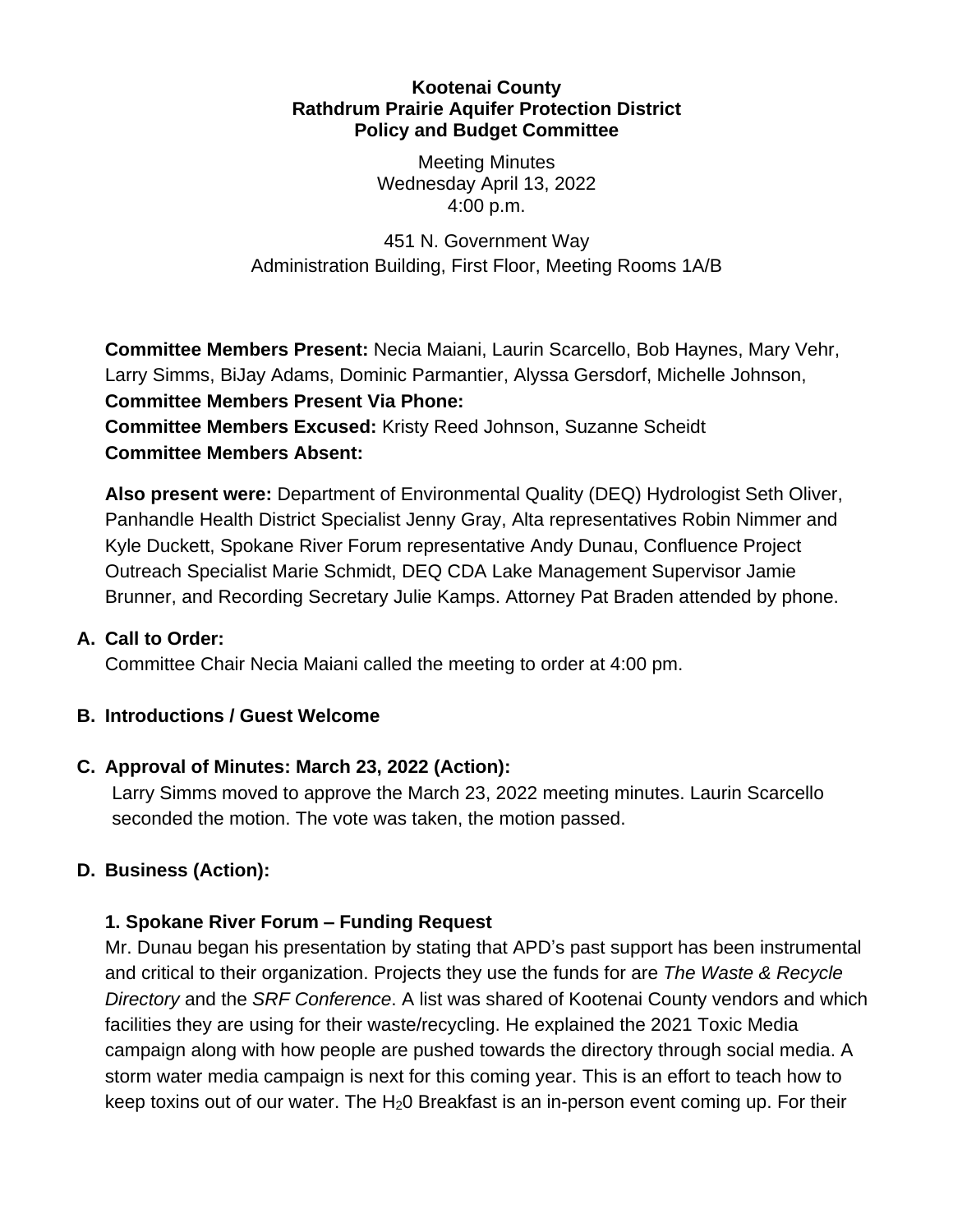**Kootenai County**
**Rathdrum Prairie Aquifer Protection District**
**Policy and Budget Committee**

Meeting Minutes
Wednesday April 13, 2022
4:00 p.m.

451 N. Government Way
Administration Building, First Floor, Meeting Rooms 1A/B

**Committee Members Present:** Necia Maiani, Laurin Scarcello, Bob Haynes, Mary Vehr, Larry Simms, BiJay Adams, Dominic Parmantier, Alyssa Gersdorf, Michelle Johnson,
**Committee Members Present Via Phone:**
**Committee Members Excused:** Kristy Reed Johnson, Suzanne Scheidt
**Committee Members Absent:**

**Also present were:** Department of Environmental Quality (DEQ) Hydrologist Seth Oliver, Panhandle Health District Specialist Jenny Gray, Alta representatives Robin Nimmer and Kyle Duckett, Spokane River Forum representative Andy Dunau, Confluence Project Outreach Specialist Marie Schmidt, DEQ CDA Lake Management Supervisor Jamie Brunner, and Recording Secretary Julie Kamps. Attorney Pat Braden attended by phone.

## A. Call to Order:

Committee Chair Necia Maiani called the meeting to order at 4:00 pm.

## B. Introductions / Guest Welcome

## C. Approval of Minutes: March 23, 2022 (Action):

Larry Simms moved to approve the March 23, 2022 meeting minutes. Laurin Scarcello seconded the motion. The vote was taken, the motion passed.

## D. Business (Action):

### 1. Spokane River Forum – Funding Request

Mr. Dunau began his presentation by stating that APD's past support has been instrumental and critical to their organization. Projects they use the funds for are *The Waste & Recycle Directory* and the *SRF Conference*. A list was shared of Kootenai County vendors and which facilities they are using for their waste/recycling. He explained the 2021 Toxic Media campaign along with how people are pushed towards the directory through social media. A storm water media campaign is next for this coming year. This is an effort to teach how to keep toxins out of our water. The $H_20$ Breakfast is an in-person event coming up. For their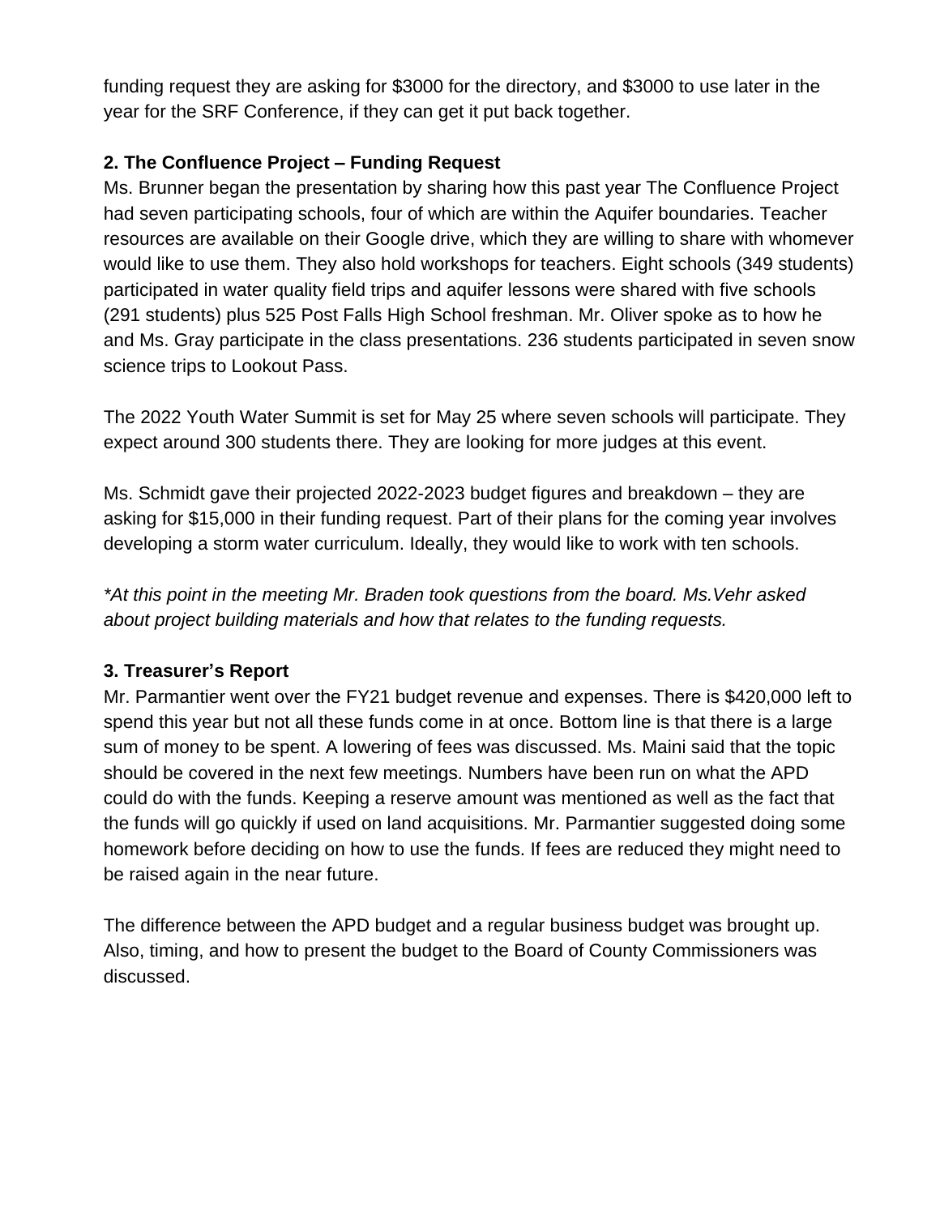funding request they are asking for $3000 for the directory, and $3000 to use later in the year for the SRF Conference, if they can get it put back together.

**2. The Confluence Project – Funding Request**

Ms. Brunner began the presentation by sharing how this past year The Confluence Project had seven participating schools, four of which are within the Aquifer boundaries. Teacher resources are available on their Google drive, which they are willing to share with whomever would like to use them. They also hold workshops for teachers. Eight schools (349 students) participated in water quality field trips and aquifer lessons were shared with five schools (291 students) plus 525 Post Falls High School freshman. Mr. Oliver spoke as to how he and Ms. Gray participate in the class presentations. 236 students participated in seven snow science trips to Lookout Pass.

The 2022 Youth Water Summit is set for May 25 where seven schools will participate. They expect around 300 students there. They are looking for more judges at this event.

Ms. Schmidt gave their projected 2022-2023 budget figures and breakdown – they are asking for $15,000 in their funding request. Part of their plans for the coming year involves developing a storm water curriculum. Ideally, they would like to work with ten schools.

*\*At this point in the meeting Mr. Braden took questions from the board. Ms.Vehr asked about project building materials and how that relates to the funding requests.*

**3. Treasurer's Report**

Mr. Parmantier went over the FY21 budget revenue and expenses. There is $420,000 left to spend this year but not all these funds come in at once. Bottom line is that there is a large sum of money to be spent. A lowering of fees was discussed. Ms. Maini said that the topic should be covered in the next few meetings. Numbers have been run on what the APD could do with the funds. Keeping a reserve amount was mentioned as well as the fact that the funds will go quickly if used on land acquisitions. Mr. Parmantier suggested doing some homework before deciding on how to use the funds. If fees are reduced they might need to be raised again in the near future.

The difference between the APD budget and a regular business budget was brought up. Also, timing, and how to present the budget to the Board of County Commissioners was discussed.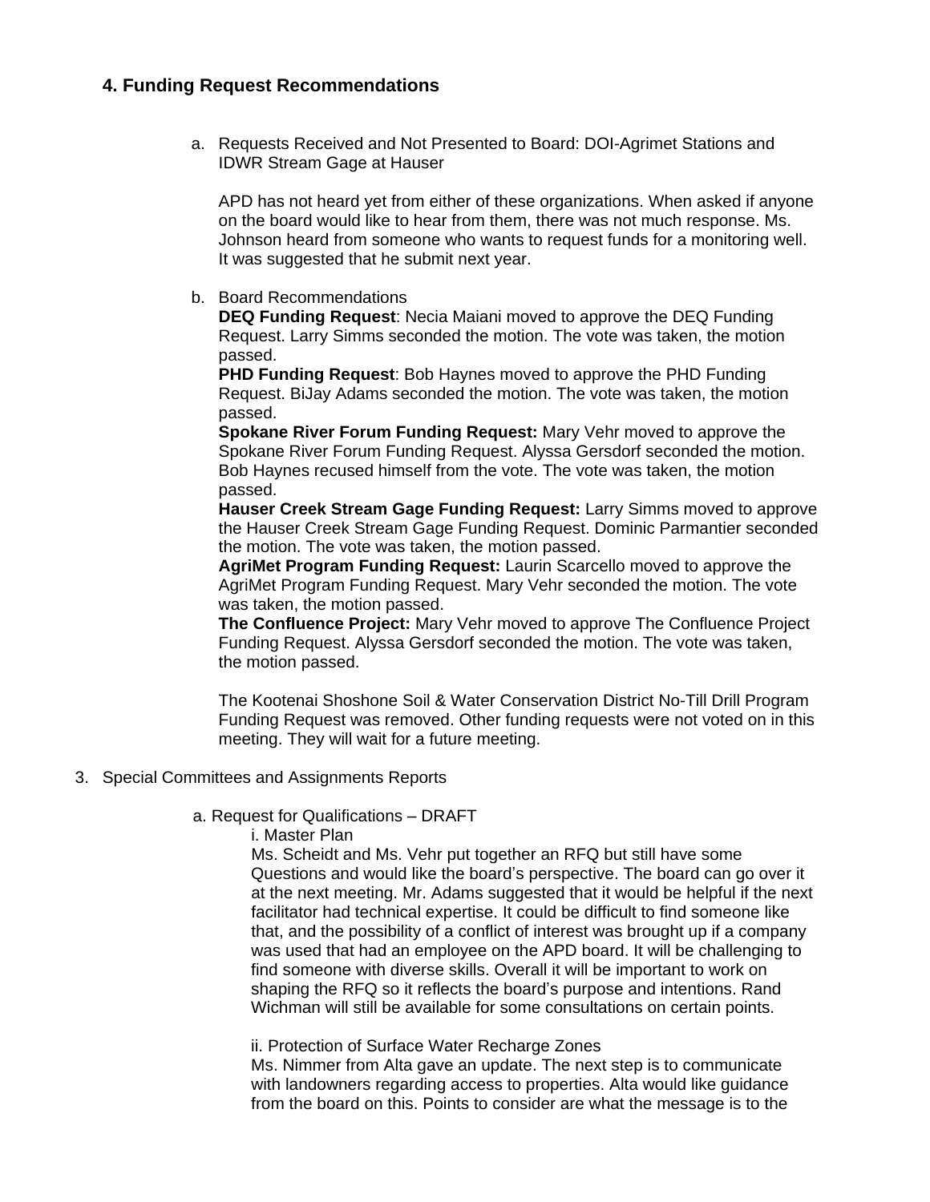## 4. Funding Request Recommendations

a. Requests Received and Not Presented to Board: DOI-Agrimet Stations and IDWR Stream Gage at Hauser

   APD has not heard yet from either of these organizations. When asked if anyone on the board would like to hear from them, there was not much response. Ms. Johnson heard from someone who wants to request funds for a monitoring well. It was suggested that he submit next year.

b. Board Recommendations
   **DEQ Funding Request**: Necia Maiani moved to approve the DEQ Funding Request. Larry Simms seconded the motion. The vote was taken, the motion passed.
   **PHD Funding Request**: Bob Haynes moved to approve the PHD Funding Request. BiJay Adams seconded the motion. The vote was taken, the motion passed.
   **Spokane River Forum Funding Request:** Mary Vehr moved to approve the Spokane River Forum Funding Request. Alyssa Gersdorf seconded the motion. Bob Haynes recused himself from the vote. The vote was taken, the motion passed.
   **Hauser Creek Stream Gage Funding Request:** Larry Simms moved to approve the Hauser Creek Stream Gage Funding Request. Dominic Parmantier seconded the motion. The vote was taken, the motion passed.
   **AgriMet Program Funding Request:** Laurin Scarcello moved to approve the AgriMet Program Funding Request. Mary Vehr seconded the motion. The vote was taken, the motion passed.
   **The Confluence Project:** Mary Vehr moved to approve The Confluence Project Funding Request. Alyssa Gersdorf seconded the motion. The vote was taken, the motion passed.

   The Kootenai Shoshone Soil & Water Conservation District No-Till Drill Program Funding Request was removed. Other funding requests were not voted on in this meeting. They will wait for a future meeting.

3. Special Committees and Assignments Reports

   a. Request for Qualifications – DRAFT
      i. Master Plan
      Ms. Scheidt and Ms. Vehr put together an RFQ but still have some Questions and would like the board's perspective. The board can go over it at the next meeting. Mr. Adams suggested that it would be helpful if the next facilitator had technical expertise. It could be difficult to find someone like that, and the possibility of a conflict of interest was brought up if a company was used that had an employee on the APD board. It will be challenging to find someone with diverse skills. Overall it will be important to work on shaping the RFQ so it reflects the board's purpose and intentions. Rand Wichman will still be available for some consultations on certain points.

      ii. Protection of Surface Water Recharge Zones
      Ms. Nimmer from Alta gave an update. The next step is to communicate with landowners regarding access to properties. Alta would like guidance from the board on this. Points to consider are what the message is to the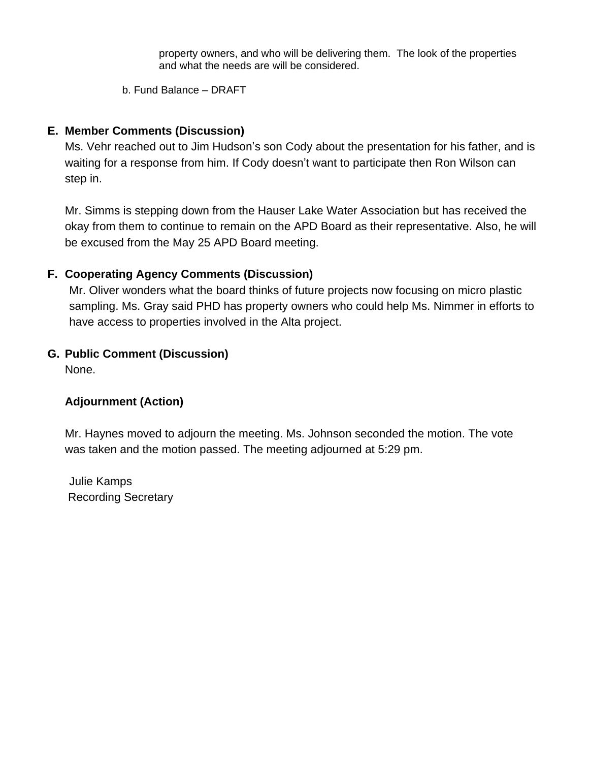property owners, and who will be delivering them. The look of the properties and what the needs are will be considered.

b. Fund Balance – DRAFT

**E. Member Comments (Discussion)**

Ms. Vehr reached out to Jim Hudson's son Cody about the presentation for his father, and is waiting for a response from him. If Cody doesn't want to participate then Ron Wilson can step in.

Mr. Simms is stepping down from the Hauser Lake Water Association but has received the okay from them to continue to remain on the APD Board as their representative. Also, he will be excused from the May 25 APD Board meeting.

**F. Cooperating Agency Comments (Discussion)**

Mr. Oliver wonders what the board thinks of future projects now focusing on micro plastic sampling. Ms. Gray said PHD has property owners who could help Ms. Nimmer in efforts to have access to properties involved in the Alta project.

**G. Public Comment (Discussion)**

None.

**Adjournment (Action)**

Mr. Haynes moved to adjourn the meeting. Ms. Johnson seconded the motion. The vote was taken and the motion passed. The meeting adjourned at 5:29 pm.

Julie Kamps
Recording Secretary